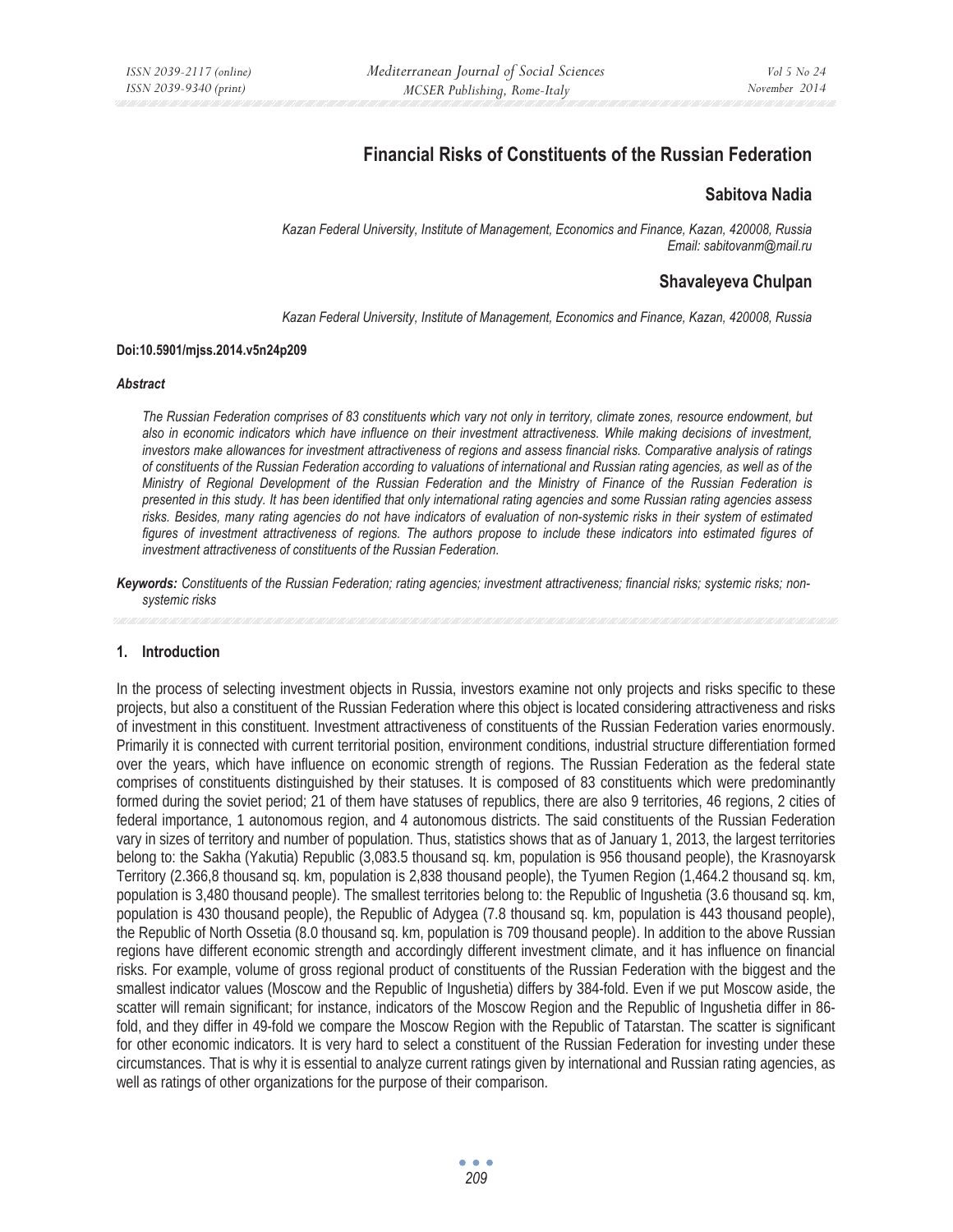# Financial Risks of Constituents of the Russian Federation

## Sabitova Nadia

*Kazan Federal University, Institute of Management, Economics and Finance, Kazan, 420008, Russia*
*Email: sabitovanm@mail.ru*

## Shavaleyeva Chulpan

*Kazan Federal University, Institute of Management, Economics and Finance, Kazan, 420008, Russia*

**Doi:10.5901/mjss.2014.v5n24p209**

***Abstract***

*The Russian Federation comprises of 83 constituents which vary not only in territory, climate zones, resource endowment, but also in economic indicators which have influence on their investment attractiveness. While making decisions of investment, investors make allowances for investment attractiveness of regions and assess financial risks. Comparative analysis of ratings of constituents of the Russian Federation according to valuations of international and Russian rating agencies, as well as of the Ministry of Regional Development of the Russian Federation and the Ministry of Finance of the Russian Federation is presented in this study. It has been identified that only international rating agencies and some Russian rating agencies assess risks. Besides, many rating agencies do not have indicators of evaluation of non-systemic risks in their system of estimated figures of investment attractiveness of regions. The authors propose to include these indicators into estimated figures of investment attractiveness of constituents of the Russian Federation.*

***Keywords:*** *Constituents of the Russian Federation; rating agencies; investment attractiveness; financial risks; systemic risks; non-systemic risks*

## 1. Introduction

In the process of selecting investment objects in Russia, investors examine not only projects and risks specific to these projects, but also a constituent of the Russian Federation where this object is located considering attractiveness and risks of investment in this constituent. Investment attractiveness of constituents of the Russian Federation varies enormously. Primarily it is connected with current territorial position, environment conditions, industrial structure differentiation formed over the years, which have influence on economic strength of regions. The Russian Federation as the federal state comprises of constituents distinguished by their statuses. It is composed of 83 constituents which were predominantly formed during the soviet period; 21 of them have statuses of republics, there are also 9 territories, 46 regions, 2 cities of federal importance, 1 autonomous region, and 4 autonomous districts. The said constituents of the Russian Federation vary in sizes of territory and number of population. Thus, statistics shows that as of January 1, 2013, the largest territories belong to: the Sakha (Yakutia) Republic (3,083.5 thousand sq. km, population is 956 thousand people), the Krasnoyarsk Territory (2.366,8 thousand sq. km, population is 2,838 thousand people), the Tyumen Region (1,464.2 thousand sq. km, population is 3,480 thousand people). The smallest territories belong to: the Republic of Ingushetia (3.6 thousand sq. km, population is 430 thousand people), the Republic of Adygea (7.8 thousand sq. km, population is 443 thousand people), the Republic of North Ossetia (8.0 thousand sq. km, population is 709 thousand people). In addition to the above Russian regions have different economic strength and accordingly different investment climate, and it has influence on financial risks. For example, volume of gross regional product of constituents of the Russian Federation with the biggest and the smallest indicator values (Moscow and the Republic of Ingushetia) differs by 384-fold. Even if we put Moscow aside, the scatter will remain significant; for instance, indicators of the Moscow Region and the Republic of Ingushetia differ in 86-fold, and they differ in 49-fold we compare the Moscow Region with the Republic of Tatarstan. The scatter is significant for other economic indicators. It is very hard to select a constituent of the Russian Federation for investing under these circumstances. That is why it is essential to analyze current ratings given by international and Russian rating agencies, as well as ratings of other organizations for the purpose of their comparison.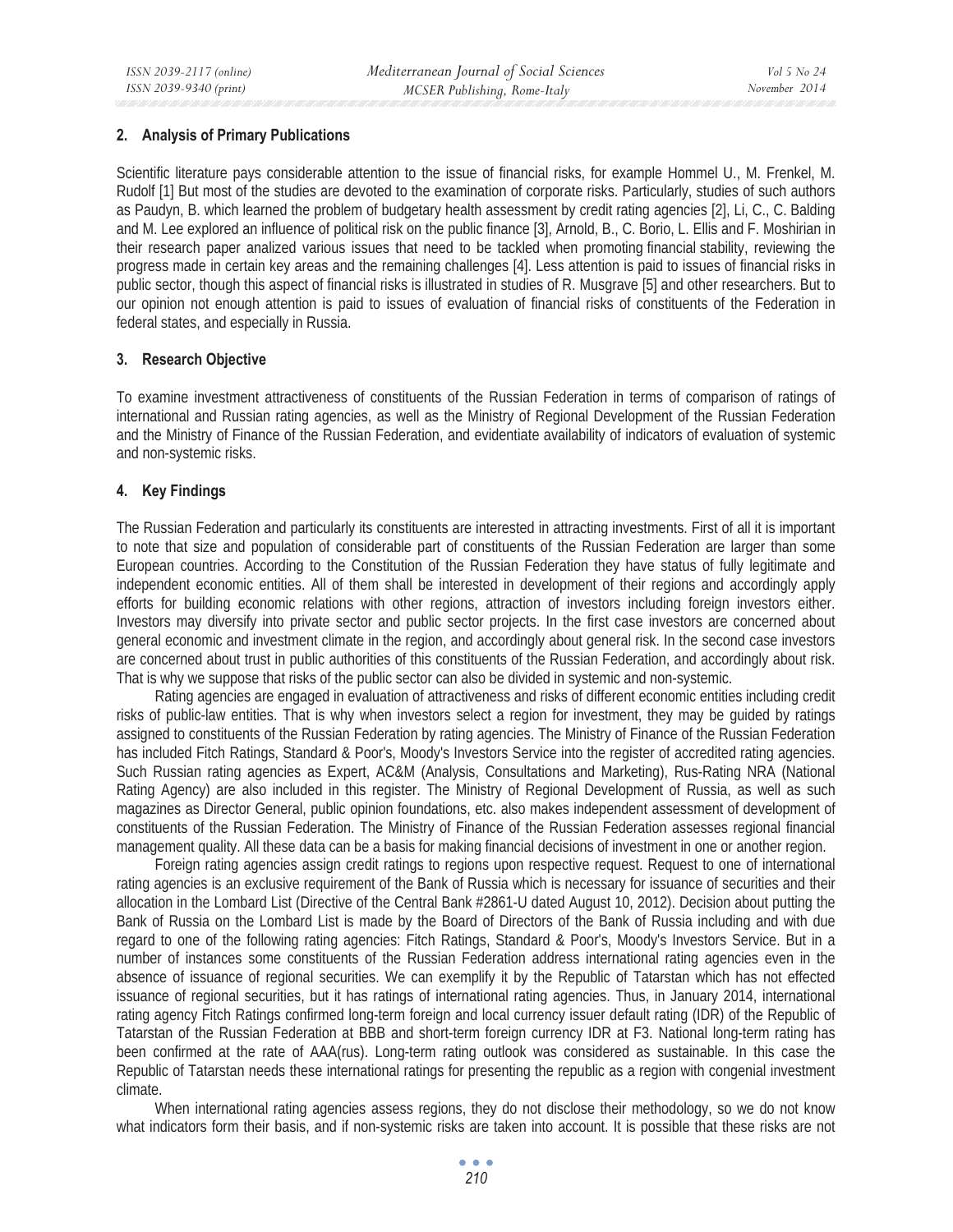## 2. Analysis of Primary Publications

Scientific literature pays considerable attention to the issue of financial risks, for example Hommel U., M. Frenkel, M. Rudolf [1] But most of the studies are devoted to the examination of corporate risks. Particularly, studies of such authors as Paudyn, B. which learned the problem of budgetary health assessment by credit rating agencies [2], Li, C., C. Balding and M. Lee explored an influence of political risk on the public finance [3], Arnold, B., C. Borio, L. Ellis and F. Moshirian in their research paper analized various issues that need to be tackled when promoting financial stability, reviewing the progress made in certain key areas and the remaining challenges [4]. Less attention is paid to issues of financial risks in public sector, though this aspect of financial risks is illustrated in studies of R. Musgrave [5] and other researchers. But to our opinion not enough attention is paid to issues of evaluation of financial risks of constituents of the Federation in federal states, and especially in Russia.

## 3. Research Objective

To examine investment attractiveness of constituents of the Russian Federation in terms of comparison of ratings of international and Russian rating agencies, as well as the Ministry of Regional Development of the Russian Federation and the Ministry of Finance of the Russian Federation, and evidentiate availability of indicators of evaluation of systemic and non-systemic risks.

## 4. Key Findings

The Russian Federation and particularly its constituents are interested in attracting investments. First of all it is important to note that size and population of considerable part of constituents of the Russian Federation are larger than some European countries. According to the Constitution of the Russian Federation they have status of fully legitimate and independent economic entities. All of them shall be interested in development of their regions and accordingly apply efforts for building economic relations with other regions, attraction of investors including foreign investors either. Investors may diversify into private sector and public sector projects. In the first case investors are concerned about general economic and investment climate in the region, and accordingly about general risk. In the second case investors are concerned about trust in public authorities of this constituents of the Russian Federation, and accordingly about risk. That is why we suppose that risks of the public sector can also be divided in systemic and non-systemic.

Rating agencies are engaged in evaluation of attractiveness and risks of different economic entities including credit risks of public-law entities. That is why when investors select a region for investment, they may be guided by ratings assigned to constituents of the Russian Federation by rating agencies. The Ministry of Finance of the Russian Federation has included Fitch Ratings, Standard & Poor's, Moody's Investors Service into the register of accredited rating agencies. Such Russian rating agencies as Expert, AC&M (Analysis, Consultations and Marketing), Rus-Rating NRA (National Rating Agency) are also included in this register. The Ministry of Regional Development of Russia, as well as such magazines as Director General, public opinion foundations, etc. also makes independent assessment of development of constituents of the Russian Federation. The Ministry of Finance of the Russian Federation assesses regional financial management quality. All these data can be a basis for making financial decisions of investment in one or another region.

Foreign rating agencies assign credit ratings to regions upon respective request. Request to one of international rating agencies is an exclusive requirement of the Bank of Russia which is necessary for issuance of securities and their allocation in the Lombard List (Directive of the Central Bank #2861-U dated August 10, 2012). Decision about putting the Bank of Russia on the Lombard List is made by the Board of Directors of the Bank of Russia including and with due regard to one of the following rating agencies: Fitch Ratings, Standard & Poor's, Moody's Investors Service. But in a number of instances some constituents of the Russian Federation address international rating agencies even in the absence of issuance of regional securities. We can exemplify it by the Republic of Tatarstan which has not effected issuance of regional securities, but it has ratings of international rating agencies. Thus, in January 2014, international rating agency Fitch Ratings confirmed long-term foreign and local currency issuer default rating (IDR) of the Republic of Tatarstan of the Russian Federation at BBB and short-term foreign currency IDR at F3. National long-term rating has been confirmed at the rate of AAA(rus). Long-term rating outlook was considered as sustainable. In this case the Republic of Tatarstan needs these international ratings for presenting the republic as a region with congenial investment climate.

When international rating agencies assess regions, they do not disclose their methodology, so we do not know what indicators form their basis, and if non-systemic risks are taken into account. It is possible that these risks are not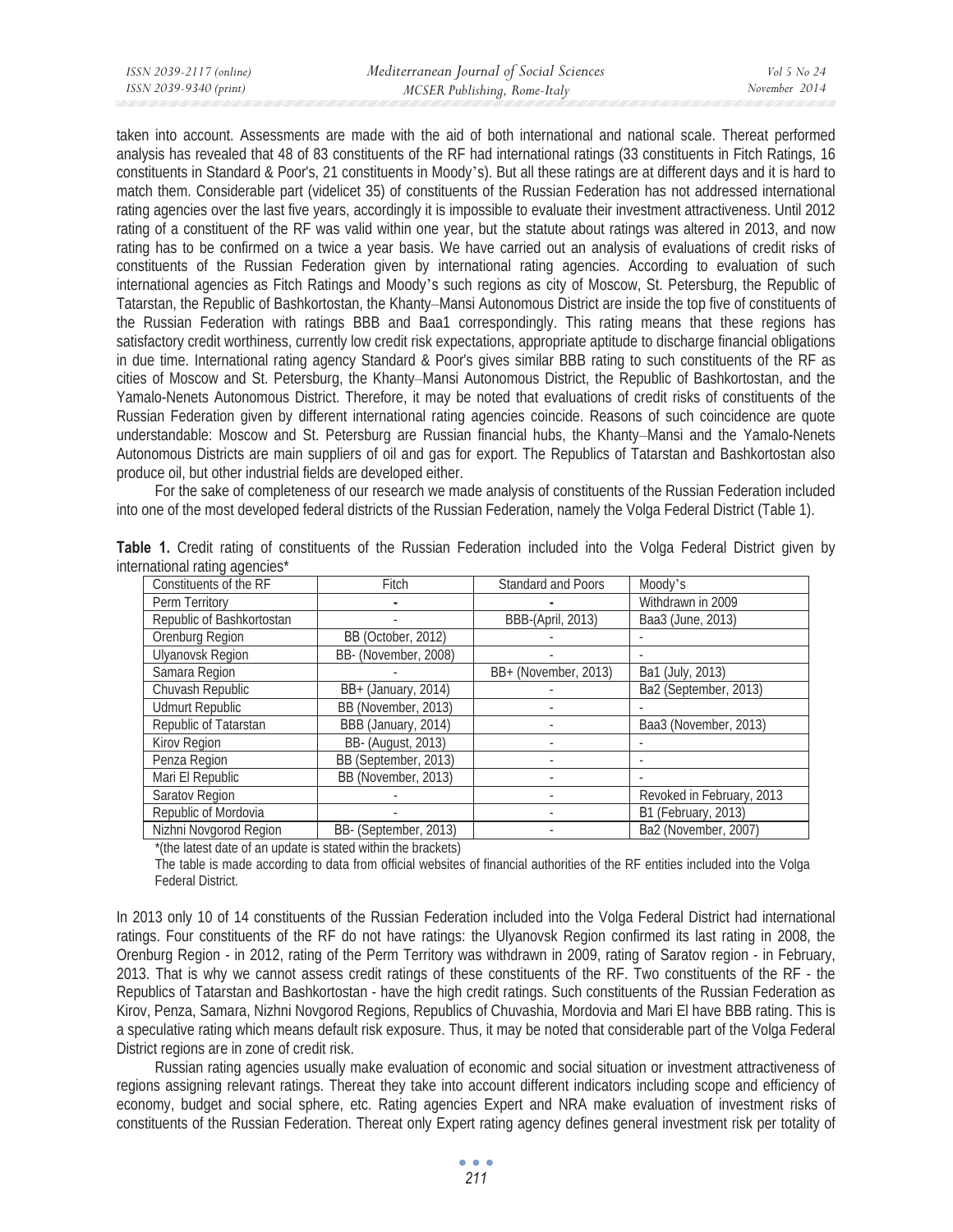taken into account. Assessments are made with the aid of both international and national scale. Thereat performed analysis has revealed that 48 of 83 constituents of the RF had international ratings (33 constituents in Fitch Ratings, 16 constituents in Standard & Poor's, 21 constituents in Moody's). But all these ratings are at different days and it is hard to match them. Considerable part (videlicet 35) of constituents of the Russian Federation has not addressed international rating agencies over the last five years, accordingly it is impossible to evaluate their investment attractiveness. Until 2012 rating of a constituent of the RF was valid within one year, but the statute about ratings was altered in 2013, and now rating has to be confirmed on a twice a year basis. We have carried out an analysis of evaluations of credit risks of constituents of the Russian Federation given by international rating agencies. According to evaluation of such international agencies as Fitch Ratings and Moody's such regions as city of Moscow, St. Petersburg, the Republic of Tatarstan, the Republic of Bashkortostan, the Khanty–Mansi Autonomous District are inside the top five of constituents of the Russian Federation with ratings BBB and Baa1 correspondingly. This rating means that these regions has satisfactory credit worthiness, currently low credit risk expectations, appropriate aptitude to discharge financial obligations in due time. International rating agency Standard & Poor's gives similar BBB rating to such constituents of the RF as cities of Moscow and St. Petersburg, the Khanty–Mansi Autonomous District, the Republic of Bashkortostan, and the Yamalo-Nenets Autonomous District. Therefore, it may be noted that evaluations of credit risks of constituents of the Russian Federation given by different international rating agencies coincide. Reasons of such coincidence are quote understandable: Moscow and St. Petersburg are Russian financial hubs, the Khanty–Mansi and the Yamalo-Nenets Autonomous Districts are main suppliers of oil and gas for export. The Republics of Tatarstan and Bashkortostan also produce oil, but other industrial fields are developed either.

For the sake of completeness of our research we made analysis of constituents of the Russian Federation included into one of the most developed federal districts of the Russian Federation, namely the Volga Federal District (Table 1).

**Table 1.** Credit rating of constituents of the Russian Federation included into the Volga Federal District given by international rating agencies*

| Constituents of the RF | Fitch | Standard and Poors | Moody's |
|---|---|---|---|
| Perm Territory | - | - | Withdrawn in 2009 |
| Republic of Bashkortostan | - | BBB-(April, 2013) | Baa3 (June, 2013) |
| Orenburg Region | BB (October, 2012) | - | - |
| Ulyanovsk Region | BB- (November, 2008) | - | - |
| Samara Region | - | BB+ (November, 2013) | Ba1 (July, 2013) |
| Chuvash Republic | BB+ (January, 2014) | - | Ba2 (September, 2013) |
| Udmurt Republic | BB (November, 2013) | - | - |
| Republic of Tatarstan | BBB (January, 2014) | - | Baa3 (November, 2013) |
| Kirov Region | BB- (August, 2013) | - | - |
| Penza Region | BB (September, 2013) | - | - |
| Mari El Republic | BB (November, 2013) | - | - |
| Saratov Region | - | - | Revoked in February, 2013 |
| Republic of Mordovia | - | - | B1 (February, 2013) |
| Nizhni Novgorod Region | BB- (September, 2013) | - | Ba2 (November, 2007) |

*(the latest date of an update is stated within the brackets)

The table is made according to data from official websites of financial authorities of the RF entities included into the Volga Federal District.

In 2013 only 10 of 14 constituents of the Russian Federation included into the Volga Federal District had international ratings. Four constituents of the RF do not have ratings: the Ulyanovsk Region confirmed its last rating in 2008, the Orenburg Region - in 2012, rating of the Perm Territory was withdrawn in 2009, rating of Saratov region - in February, 2013. That is why we cannot assess credit ratings of these constituents of the RF. Two constituents of the RF - the Republics of Tatarstan and Bashkortostan - have the high credit ratings. Such constituents of the Russian Federation as Kirov, Penza, Samara, Nizhni Novgorod Regions, Republics of Chuvashia, Mordovia and Mari El have BBB rating. This is a speculative rating which means default risk exposure. Thus, it may be noted that considerable part of the Volga Federal District regions are in zone of credit risk.

Russian rating agencies usually make evaluation of economic and social situation or investment attractiveness of regions assigning relevant ratings. Thereat they take into account different indicators including scope and efficiency of economy, budget and social sphere, etc. Rating agencies Expert and NRA make evaluation of investment risks of constituents of the Russian Federation. Thereat only Expert rating agency defines general investment risk per totality of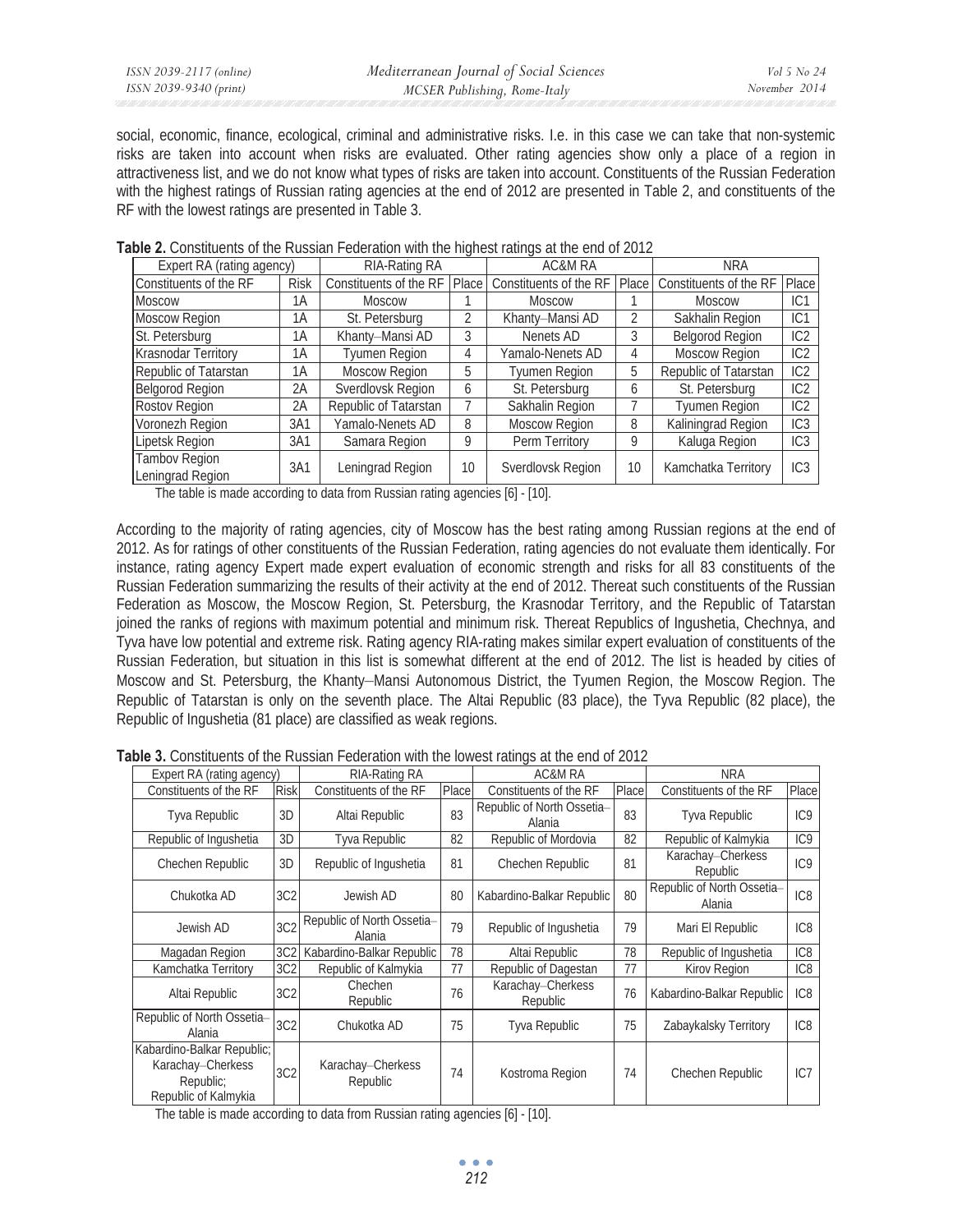social, economic, finance, ecological, criminal and administrative risks. I.e. in this case we can take that non-systemic risks are taken into account when risks are evaluated. Other rating agencies show only a place of a region in attractiveness list, and we do not know what types of risks are taken into account. Constituents of the Russian Federation with the highest ratings of Russian rating agencies at the end of 2012 are presented in Table 2, and constituents of the RF with the lowest ratings are presented in Table 3.

**Table 2.** Constituents of the Russian Federation with the highest ratings at the end of 2012

| Expert RA (rating agency) | | RIA-Rating RA | | AC&M RA | | NRA | |
|---|---|---|---|---|---|---|---|
| Constituents of the RF | Risk | Constituents of the RF | Place | Constituents of the RF | Place | Constituents of the RF | Place |
| Moscow | 1A | Moscow | 1 | Moscow | 1 | Moscow | IC1 |
| Moscow Region | 1A | St. Petersburg | 2 | Khanty–Mansi AD | 2 | Sakhalin Region | IC1 |
| St. Petersburg | 1A | Khanty–Mansi AD | 3 | Nenets AD | 3 | Belgorod Region | IC2 |
| Krasnodar Territory | 1A | Tyumen Region | 4 | Yamalo-Nenets AD | 4 | Moscow Region | IC2 |
| Republic of Tatarstan | 1A | Moscow Region | 5 | Tyumen Region | 5 | Republic of Tatarstan | IC2 |
| Belgorod Region | 2A | Sverdlovsk Region | 6 | St. Petersburg | 6 | St. Petersburg | IC2 |
| Rostov Region | 2A | Republic of Tatarstan | 7 | Sakhalin Region | 7 | Tyumen Region | IC2 |
| Voronezh Region | 3A1 | Yamalo-Nenets AD | 8 | Moscow Region | 8 | Kaliningrad Region | IC3 |
| Lipetsk Region | 3A1 | Samara Region | 9 | Perm Territory | 9 | Kaluga Region | IC3 |
| Tambov Region Leningrad Region | 3A1 | Leningrad Region | 10 | Sverdlovsk Region | 10 | Kamchatka Territory | IC3 |

The table is made according to data from Russian rating agencies [6] - [10].

According to the majority of rating agencies, city of Moscow has the best rating among Russian regions at the end of 2012. As for ratings of other constituents of the Russian Federation, rating agencies do not evaluate them identically. For instance, rating agency Expert made expert evaluation of economic strength and risks for all 83 constituents of the Russian Federation summarizing the results of their activity at the end of 2012. Thereat such constituents of the Russian Federation as Moscow, the Moscow Region, St. Petersburg, the Krasnodar Territory, and the Republic of Tatarstan joined the ranks of regions with maximum potential and minimum risk. Thereat Republics of Ingushetia, Chechnya, and Tyva have low potential and extreme risk. Rating agency RIA-rating makes similar expert evaluation of constituents of the Russian Federation, but situation in this list is somewhat different at the end of 2012. The list is headed by cities of Moscow and St. Petersburg, the Khanty–Mansi Autonomous District, the Tyumen Region, the Moscow Region. The Republic of Tatarstan is only on the seventh place. The Altai Republic (83 place), the Tyva Republic (82 place), the Republic of Ingushetia (81 place) are classified as weak regions.

**Table 3.** Constituents of the Russian Federation with the lowest ratings at the end of 2012

| Expert RA (rating agency) | | RIA-Rating RA | | AC&M RA | | NRA | |
|---|---|---|---|---|---|---|---|
| Constituents of the RF | Risk | Constituents of the RF | Place | Constituents of the RF | Place | Constituents of the RF | Place |
| Tyva Republic | 3D | Altai Republic | 83 | Republic of North Ossetia–Alania | 83 | Tyva Republic | IC9 |
| Republic of Ingushetia | 3D | Tyva Republic | 82 | Republic of Mordovia | 82 | Republic of Kalmykia | IC9 |
| Chechen Republic | 3D | Republic of Ingushetia | 81 | Chechen Republic | 81 | Karachay–Cherkess Republic | IC9 |
| Chukotka AD | 3C2 | Jewish AD | 80 | Kabardino-Balkar Republic | 80 | Republic of North Ossetia–Alania | IC8 |
| Jewish AD | 3C2 | Republic of North Ossetia–Alania | 79 | Republic of Ingushetia | 79 | Mari El Republic | IC8 |
| Magadan Region | 3C2 | Kabardino-Balkar Republic | 78 | Altai Republic | 78 | Republic of Ingushetia | IC8 |
| Kamchatka Territory | 3C2 | Republic of Kalmykia | 77 | Republic of Dagestan | 77 | Kirov Region | IC8 |
| Altai Republic | 3C2 | Chechen Republic | 76 | Karachay–Cherkess Republic | 76 | Kabardino-Balkar Republic | IC8 |
| Republic of North Ossetia–Alania | 3C2 | Chukotka AD | 75 | Tyva Republic | 75 | Zabaykalsky Territory | IC8 |
| Kabardino-Balkar Republic; Karachay–Cherkess Republic; Republic of Kalmykia | 3C2 | Karachay–Cherkess Republic | 74 | Kostroma Region | 74 | Chechen Republic | IC7 |

The table is made according to data from Russian rating agencies [6] - [10].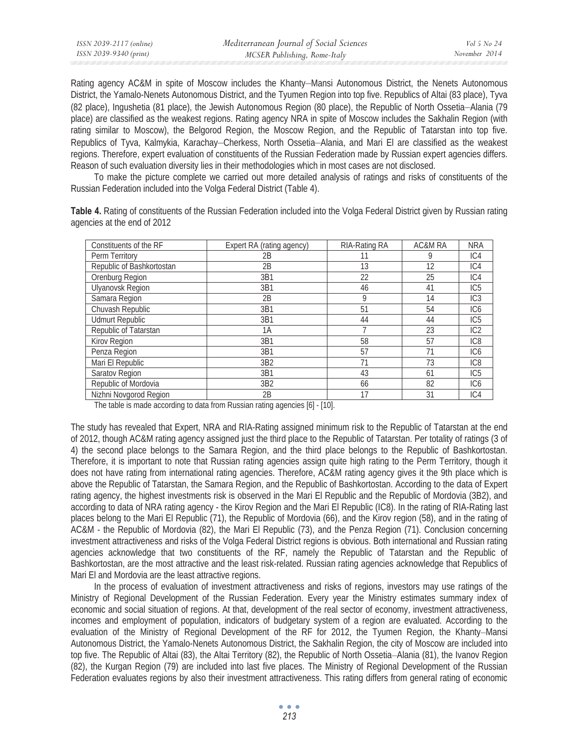Rating agency AC&M in spite of Moscow includes the Khanty–Mansi Autonomous District, the Nenets Autonomous District, the Yamalo-Nenets Autonomous District, and the Tyumen Region into top five. Republics of Altai (83 place), Tyva (82 place), Ingushetia (81 place), the Jewish Autonomous Region (80 place), the Republic of North Ossetia–Alania (79 place) are classified as the weakest regions. Rating agency NRA in spite of Moscow includes the Sakhalin Region (with rating similar to Moscow), the Belgorod Region, the Moscow Region, and the Republic of Tatarstan into top five. Republics of Tyva, Kalmykia, Karachay–Cherkess, North Ossetia–Alania, and Mari El are classified as the weakest regions. Therefore, expert evaluation of constituents of the Russian Federation made by Russian expert agencies differs. Reason of such evaluation diversity lies in their methodologies which in most cases are not disclosed.

To make the picture complete we carried out more detailed analysis of ratings and risks of constituents of the Russian Federation included into the Volga Federal District (Table 4).

**Table 4.** Rating of constituents of the Russian Federation included into the Volga Federal District given by Russian rating agencies at the end of 2012

| Constituents of the RF | Expert RA (rating agency) | RIA-Rating RA | AC&M RA | NRA |
|---|---|---|---|---|
| Perm Territory | 2B | 11 | 9 | IC4 |
| Republic of Bashkortostan | 2B | 13 | 12 | IC4 |
| Orenburg Region | 3B1 | 22 | 25 | IC4 |
| Ulyanovsk Region | 3B1 | 46 | 41 | IC5 |
| Samara Region | 2B | 9 | 14 | IC3 |
| Chuvash Republic | 3B1 | 51 | 54 | IC6 |
| Udmurt Republic | 3B1 | 44 | 44 | IC5 |
| Republic of Tatarstan | 1A | 7 | 23 | IC2 |
| Kirov Region | 3B1 | 58 | 57 | IC8 |
| Penza Region | 3B1 | 57 | 71 | IC6 |
| Mari El Republic | 3B2 | 71 | 73 | IC8 |
| Saratov Region | 3B1 | 43 | 61 | IC5 |
| Republic of Mordovia | 3B2 | 66 | 82 | IC6 |
| Nizhni Novgorod Region | 2B | 17 | 31 | IC4 |

The table is made according to data from Russian rating agencies [6] - [10].

The study has revealed that Expert, NRA and RIA-Rating assigned minimum risk to the Republic of Tatarstan at the end of 2012, though AC&M rating agency assigned just the third place to the Republic of Tatarstan. Per totality of ratings (3 of 4) the second place belongs to the Samara Region, and the third place belongs to the Republic of Bashkortostan. Therefore, it is important to note that Russian rating agencies assign quite high rating to the Perm Territory, though it does not have rating from international rating agencies. Therefore, AC&M rating agency gives it the 9th place which is above the Republic of Tatarstan, the Samara Region, and the Republic of Bashkortostan. According to the data of Expert rating agency, the highest investments risk is observed in the Mari El Republic and the Republic of Mordovia (3B2), and according to data of NRA rating agency - the Kirov Region and the Mari El Republic (IC8). In the rating of RIA-Rating last places belong to the Mari El Republic (71), the Republic of Mordovia (66), and the Kirov region (58), and in the rating of AC&M - the Republic of Mordovia (82), the Mari El Republic (73), and the Penza Region (71). Conclusion concerning investment attractiveness and risks of the Volga Federal District regions is obvious. Both international and Russian rating agencies acknowledge that two constituents of the RF, namely the Republic of Tatarstan and the Republic of Bashkortostan, are the most attractive and the least risk-related. Russian rating agencies acknowledge that Republics of Mari El and Mordovia are the least attractive regions.

In the process of evaluation of investment attractiveness and risks of regions, investors may use ratings of the Ministry of Regional Development of the Russian Federation. Every year the Ministry estimates summary index of economic and social situation of regions. At that, development of the real sector of economy, investment attractiveness, incomes and employment of population, indicators of budgetary system of a region are evaluated. According to the evaluation of the Ministry of Regional Development of the RF for 2012, the Tyumen Region, the Khanty–Mansi Autonomous District, the Yamalo-Nenets Autonomous District, the Sakhalin Region, the city of Moscow are included into top five. The Republic of Altai (83), the Altai Territory (82), the Republic of North Ossetia–Alania (81), the Ivanov Region (82), the Kurgan Region (79) are included into last five places. The Ministry of Regional Development of the Russian Federation evaluates regions by also their investment attractiveness. This rating differs from general rating of economic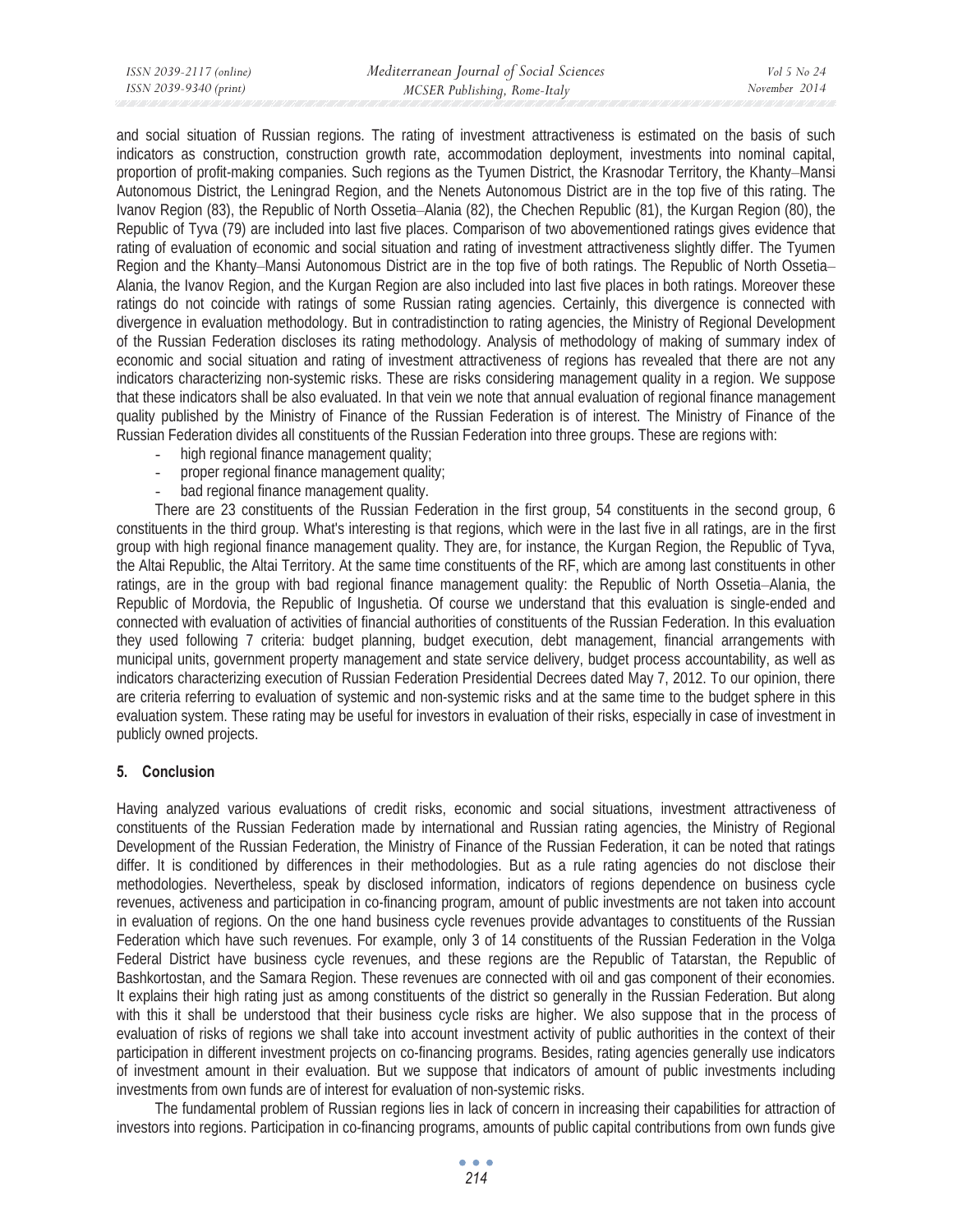and social situation of Russian regions. The rating of investment attractiveness is estimated on the basis of such indicators as construction, construction growth rate, accommodation deployment, investments into nominal capital, proportion of profit-making companies. Such regions as the Tyumen District, the Krasnodar Territory, the Khanty–Mansi Autonomous District, the Leningrad Region, and the Nenets Autonomous District are in the top five of this rating. The Ivanov Region (83), the Republic of North Ossetia–Alania (82), the Chechen Republic (81), the Kurgan Region (80), the Republic of Tyva (79) are included into last five places. Comparison of two abovementioned ratings gives evidence that rating of evaluation of economic and social situation and rating of investment attractiveness slightly differ. The Tyumen Region and the Khanty–Mansi Autonomous District are in the top five of both ratings. The Republic of North Ossetia–Alania, the Ivanov Region, and the Kurgan Region are also included into last five places in both ratings. Moreover these ratings do not coincide with ratings of some Russian rating agencies. Certainly, this divergence is connected with divergence in evaluation methodology. But in contradistinction to rating agencies, the Ministry of Regional Development of the Russian Federation discloses its rating methodology. Analysis of methodology of making of summary index of economic and social situation and rating of investment attractiveness of regions has revealed that there are not any indicators characterizing non-systemic risks. These are risks considering management quality in a region. We suppose that these indicators shall be also evaluated. In that vein we note that annual evaluation of regional finance management quality published by the Ministry of Finance of the Russian Federation is of interest. The Ministry of Finance of the Russian Federation divides all constituents of the Russian Federation into three groups. These are regions with:

- high regional finance management quality;
- proper regional finance management quality;
- bad regional finance management quality.

There are 23 constituents of the Russian Federation in the first group, 54 constituents in the second group, 6 constituents in the third group. What's interesting is that regions, which were in the last five in all ratings, are in the first group with high regional finance management quality. They are, for instance, the Kurgan Region, the Republic of Tyva, the Altai Republic, the Altai Territory. At the same time constituents of the RF, which are among last constituents in other ratings, are in the group with bad regional finance management quality: the Republic of North Ossetia–Alania, the Republic of Mordovia, the Republic of Ingushetia. Of course we understand that this evaluation is single-ended and connected with evaluation of activities of financial authorities of constituents of the Russian Federation. In this evaluation they used following 7 criteria: budget planning, budget execution, debt management, financial arrangements with municipal units, government property management and state service delivery, budget process accountability, as well as indicators characterizing execution of Russian Federation Presidential Decrees dated May 7, 2012. To our opinion, there are criteria referring to evaluation of systemic and non-systemic risks and at the same time to the budget sphere in this evaluation system. These rating may be useful for investors in evaluation of their risks, especially in case of investment in publicly owned projects.

## 5. Conclusion

Having analyzed various evaluations of credit risks, economic and social situations, investment attractiveness of constituents of the Russian Federation made by international and Russian rating agencies, the Ministry of Regional Development of the Russian Federation, the Ministry of Finance of the Russian Federation, it can be noted that ratings differ. It is conditioned by differences in their methodologies. But as a rule rating agencies do not disclose their methodologies. Nevertheless, speak by disclosed information, indicators of regions dependence on business cycle revenues, activeness and participation in co-financing program, amount of public investments are not taken into account in evaluation of regions. On the one hand business cycle revenues provide advantages to constituents of the Russian Federation which have such revenues. For example, only 3 of 14 constituents of the Russian Federation in the Volga Federal District have business cycle revenues, and these regions are the Republic of Tatarstan, the Republic of Bashkortostan, and the Samara Region. These revenues are connected with oil and gas component of their economies. It explains their high rating just as among constituents of the district so generally in the Russian Federation. But along with this it shall be understood that their business cycle risks are higher. We also suppose that in the process of evaluation of risks of regions we shall take into account investment activity of public authorities in the context of their participation in different investment projects on co-financing programs. Besides, rating agencies generally use indicators of investment amount in their evaluation. But we suppose that indicators of amount of public investments including investments from own funds are of interest for evaluation of non-systemic risks.

The fundamental problem of Russian regions lies in lack of concern in increasing their capabilities for attraction of investors into regions. Participation in co-financing programs, amounts of public capital contributions from own funds give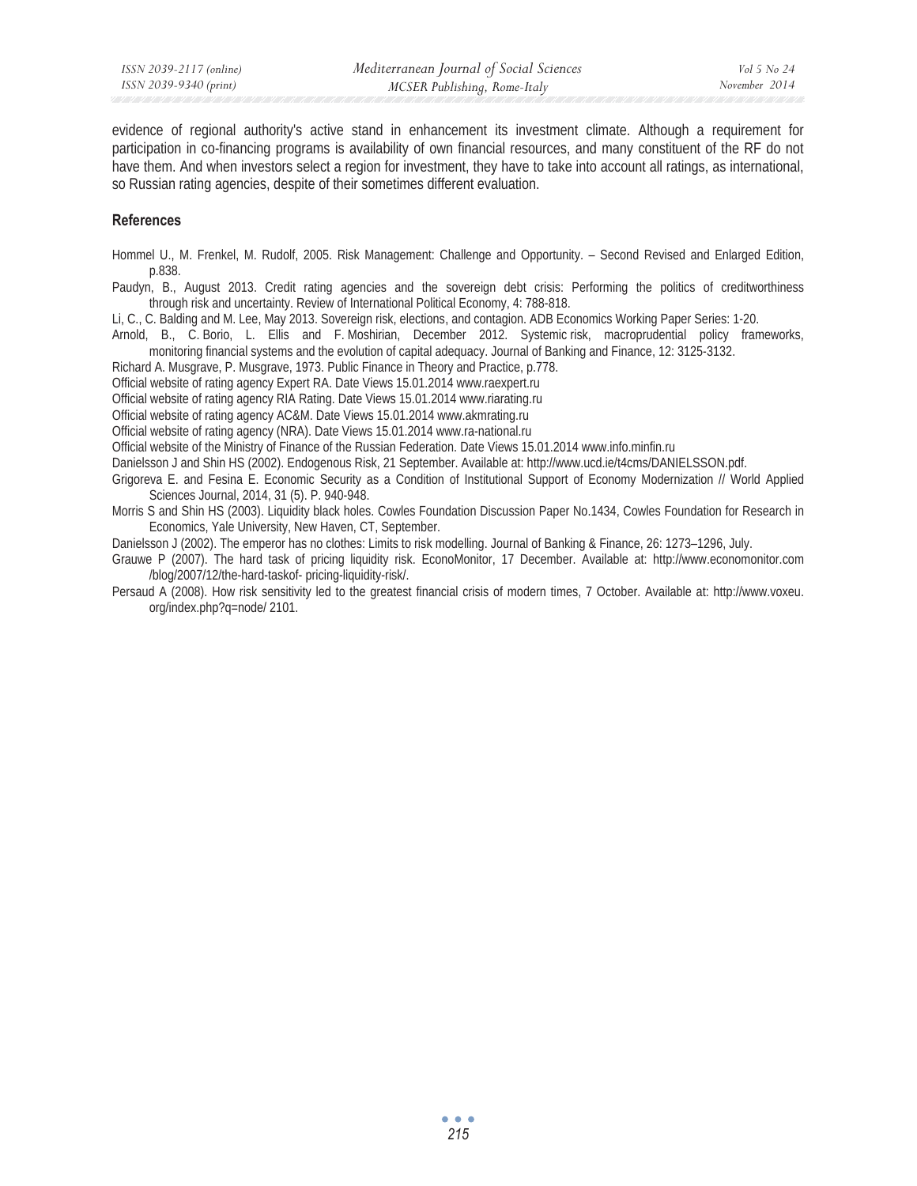evidence of regional authority's active stand in enhancement its investment climate. Although a requirement for participation in co-financing programs is availability of own financial resources, and many constituent of the RF do not have them. And when investors select a region for investment, they have to take into account all ratings, as international, so Russian rating agencies, despite of their sometimes different evaluation.

## References

Hommel U., M. Frenkel, M. Rudolf, 2005. Risk Management: Challenge and Opportunity. – Second Revised and Enlarged Edition, p.838.

Paudyn, B., August 2013. Credit rating agencies and the sovereign debt crisis: Performing the politics of creditworthiness through risk and uncertainty. Review of International Political Economy, 4: 788-818.

Li, C., C. Balding and M. Lee, May 2013. Sovereign risk, elections, and contagion. ADB Economics Working Paper Series: 1-20.

Arnold, B., C. Borio, L. Ellis and F. Moshirian, December 2012. Systemic risk, macroprudential policy frameworks, monitoring financial systems and the evolution of capital adequacy. Journal of Banking and Finance, 12: 3125-3132.

Richard A. Musgrave, P. Musgrave, 1973. Public Finance in Theory and Practice, p.778.

Official website of rating agency Expert RA. Date Views 15.01.2014 www.raexpert.ru

Official website of rating agency RIA Rating. Date Views 15.01.2014 www.riarating.ru

Official website of rating agency AC&M. Date Views 15.01.2014 www.akmrating.ru

Official website of rating agency (NRA). Date Views 15.01.2014 www.ra-national.ru

Official website of the Ministry of Finance of the Russian Federation. Date Views 15.01.2014 www.info.minfin.ru

Danielsson J and Shin HS (2002). Endogenous Risk, 21 September. Available at: http://www.ucd.ie/t4cms/DANIELSSON.pdf.

Grigoreva E. and Fesina E. Economic Security as a Condition of Institutional Support of Economy Modernization // World Applied Sciences Journal, 2014, 31 (5). P. 940-948.

Morris S and Shin HS (2003). Liquidity black holes. Cowles Foundation Discussion Paper No.1434, Cowles Foundation for Research in Economics, Yale University, New Haven, CT, September.

Danielsson J (2002). The emperor has no clothes: Limits to risk modelling. Journal of Banking & Finance, 26: 1273–1296, July.

Grauwe P (2007). The hard task of pricing liquidity risk. EconoMonitor, 17 December. Available at: http://www.economonitor.com /blog/2007/12/the-hard-taskof- pricing-liquidity-risk/.

Persaud A (2008). How risk sensitivity led to the greatest financial crisis of modern times, 7 October. Available at: http://www.voxeu. org/index.php?q=node/ 2101.